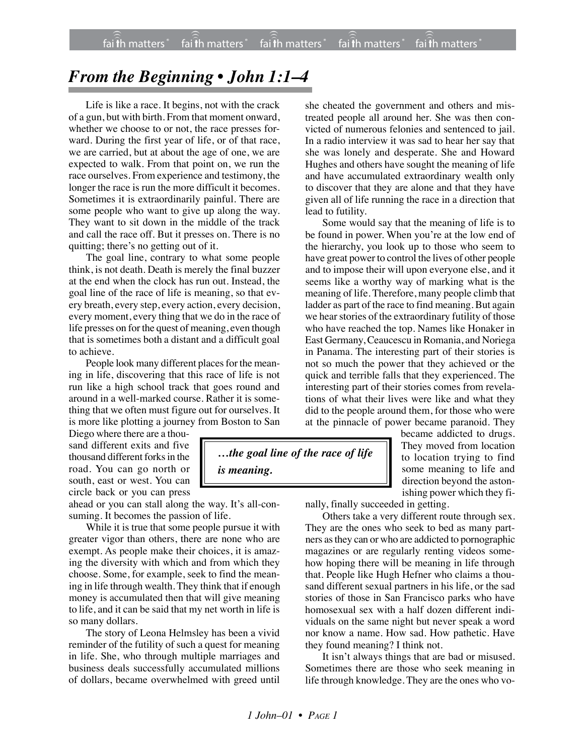# *From the Beginning • John 1:1–4*

Life is like a race. It begins, not with the crack of a gun, but with birth. From that moment onward, whether we choose to or not, the race presses forward. During the first year of life, or of that race, we are carried, but at about the age of one, we are expected to walk. From that point on, we run the race ourselves. From experience and testimony, the longer the race is run the more difficult it becomes. Sometimes it is extraordinarily painful. There are some people who want to give up along the way. They want to sit down in the middle of the track and call the race off. But it presses on. There is no quitting; there's no getting out of it.

The goal line, contrary to what some people think, is not death. Death is merely the final buzzer at the end when the clock has run out. Instead, the goal line of the race of life is meaning, so that every breath, every step, every action, every decision, every moment, every thing that we do in the race of life presses on for the quest of meaning, even though that is sometimes both a distant and a difficult goal to achieve.

People look many different places for the meaning in life, discovering that this race of life is not run like a high school track that goes round and around in a well-marked course. Rather it is something that we often must figure out for ourselves. It is more like plotting a journey from Boston to San Diego where there are a thousand different exits and five thousand different forks in the road. You can go north or south, east or west. You can circle back or you can press ahead or you can stall along the way. It's all-consuming. It becomes the passion of life.

> ***…the goal line of the race of life is meaning.***

While it is true that some people pursue it with greater vigor than others, there are none who are exempt. As people make their choices, it is amazing the diversity with which and from which they choose. Some, for example, seek to find the meaning in life through wealth. They think that if enough money is accumulated then that will give meaning to life, and it can be said that my net worth in life is so many dollars.

The story of Leona Helmsley has been a vivid reminder of the futility of such a quest for meaning in life. She, who through multiple marriages and business deals successfully accumulated millions of dollars, became overwhelmed with greed until she cheated the government and others and mistreated people all around her. She was then convicted of numerous felonies and sentenced to jail. In a radio interview it was sad to hear her say that she was lonely and desperate. She and Howard Hughes and others have sought the meaning of life and have accumulated extraordinary wealth only to discover that they are alone and that they have given all of life running the race in a direction that lead to futility.

Some would say that the meaning of life is to be found in power. When you're at the low end of the hierarchy, you look up to those who seem to have great power to control the lives of other people and to impose their will upon everyone else, and it seems like a worthy way of marking what is the meaning of life. Therefore, many people climb that ladder as part of the race to find meaning. But again we hear stories of the extraordinary futility of those who have reached the top. Names like Honaker in East Germany, Ceaucescu in Romania, and Noriega in Panama. The interesting part of their stories is not so much the power that they achieved or the quick and terrible falls that they experienced. The interesting part of their stories comes from revelations of what their lives were like and what they did to the people around them, for those who were at the pinnacle of power became paranoid. They became addicted to drugs. They moved from location to location trying to find some meaning to life and direction beyond the astonishing power which they finally, finally succeeded in getting.

Others take a very different route through sex. They are the ones who seek to bed as many partners as they can or who are addicted to pornographic magazines or are regularly renting videos somehow hoping there will be meaning in life through that. People like Hugh Hefner who claims a thousand different sexual partners in his life, or the sad stories of those in San Francisco parks who have homosexual sex with a half dozen different individuals on the same night but never speak a word nor know a name. How sad. How pathetic. Have they found meaning? I think not.

It isn't always things that are bad or misused. Sometimes there are those who seek meaning in life through knowledge. They are the ones who vo-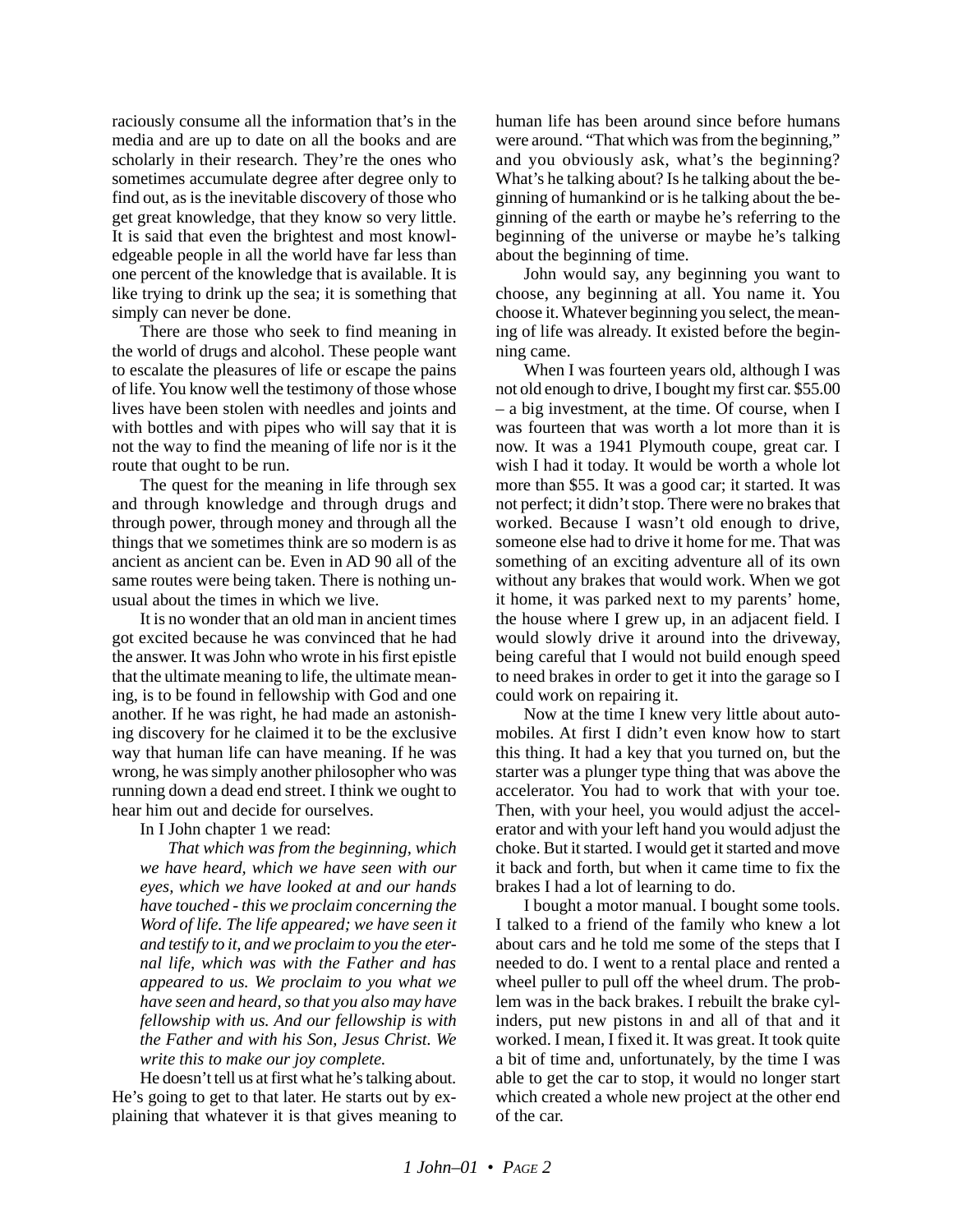raciously consume all the information that's in the media and are up to date on all the books and are scholarly in their research. They're the ones who sometimes accumulate degree after degree only to find out, as is the inevitable discovery of those who get great knowledge, that they know so very little. It is said that even the brightest and most knowledgeable people in all the world have far less than one percent of the knowledge that is available. It is like trying to drink up the sea; it is something that simply can never be done.

There are those who seek to find meaning in the world of drugs and alcohol. These people want to escalate the pleasures of life or escape the pains of life. You know well the testimony of those whose lives have been stolen with needles and joints and with bottles and with pipes who will say that it is not the way to find the meaning of life nor is it the route that ought to be run.

The quest for the meaning in life through sex and through knowledge and through drugs and through power, through money and through all the things that we sometimes think are so modern is as ancient as ancient can be. Even in AD 90 all of the same routes were being taken. There is nothing unusual about the times in which we live.

It is no wonder that an old man in ancient times got excited because he was convinced that he had the answer. It was John who wrote in his first epistle that the ultimate meaning to life, the ultimate meaning, is to be found in fellowship with God and one another. If he was right, he had made an astonishing discovery for he claimed it to be the exclusive way that human life can have meaning. If he was wrong, he was simply another philosopher who was running down a dead end street. I think we ought to hear him out and decide for ourselves.

In I John chapter 1 we read:

> *That which was from the beginning, which we have heard, which we have seen with our eyes, which we have looked at and our hands have touched - this we proclaim concerning the Word of life. The life appeared; we have seen it and testify to it, and we proclaim to you the eternal life, which was with the Father and has appeared to us. We proclaim to you what we have seen and heard, so that you also may have fellowship with us. And our fellowship is with the Father and with his Son, Jesus Christ. We write this to make our joy complete.*

He doesn't tell us at first what he's talking about. He's going to get to that later. He starts out by explaining that whatever it is that gives meaning to human life has been around since before humans were around. "That which was from the beginning," and you obviously ask, what's the beginning? What's he talking about? Is he talking about the beginning of humankind or is he talking about the beginning of the earth or maybe he's referring to the beginning of the universe or maybe he's talking about the beginning of time.

John would say, any beginning you want to choose, any beginning at all. You name it. You choose it. Whatever beginning you select, the meaning of life was already. It existed before the beginning came.

When I was fourteen years old, although I was not old enough to drive, I bought my first car. $55.00 – a big investment, at the time. Of course, when I was fourteen that was worth a lot more than it is now. It was a 1941 Plymouth coupe, great car. I wish I had it today. It would be worth a whole lot more than $55. It was a good car; it started. It was not perfect; it didn't stop. There were no brakes that worked. Because I wasn't old enough to drive, someone else had to drive it home for me. That was something of an exciting adventure all of its own without any brakes that would work. When we got it home, it was parked next to my parents' home, the house where I grew up, in an adjacent field. I would slowly drive it around into the driveway, being careful that I would not build enough speed to need brakes in order to get it into the garage so I could work on repairing it.

Now at the time I knew very little about automobiles. At first I didn't even know how to start this thing. It had a key that you turned on, but the starter was a plunger type thing that was above the accelerator. You had to work that with your toe. Then, with your heel, you would adjust the accelerator and with your left hand you would adjust the choke. But it started. I would get it started and move it back and forth, but when it came time to fix the brakes I had a lot of learning to do.

I bought a motor manual. I bought some tools. I talked to a friend of the family who knew a lot about cars and he told me some of the steps that I needed to do. I went to a rental place and rented a wheel puller to pull off the wheel drum. The problem was in the back brakes. I rebuilt the brake cylinders, put new pistons in and all of that and it worked. I mean, I fixed it. It was great. It took quite a bit of time and, unfortunately, by the time I was able to get the car to stop, it would no longer start which created a whole new project at the other end of the car.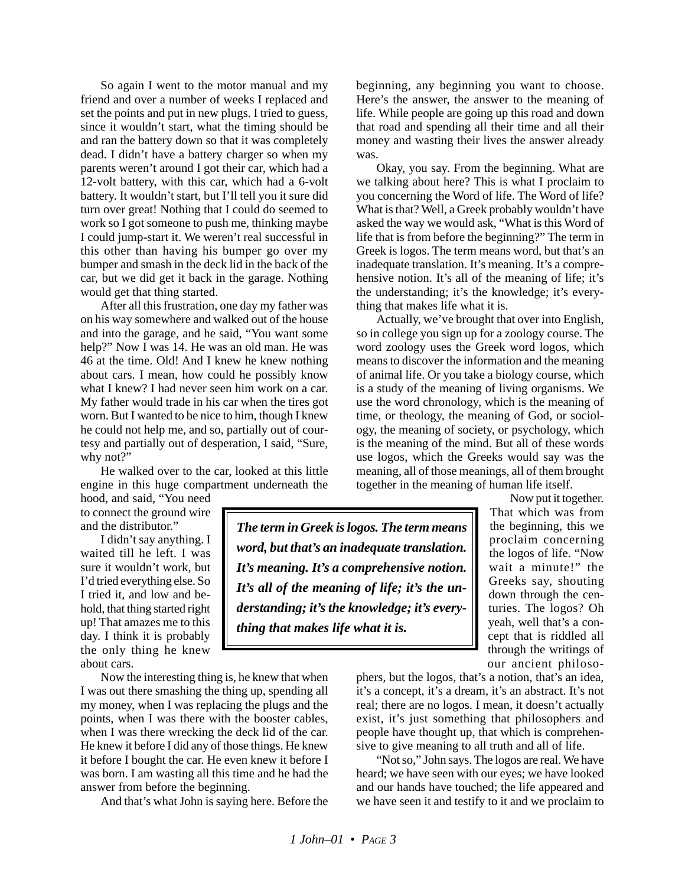So again I went to the motor manual and my friend and over a number of weeks I replaced and set the points and put in new plugs. I tried to guess, since it wouldn't start, what the timing should be and ran the battery down so that it was completely dead. I didn't have a battery charger so when my parents weren't around I got their car, which had a 12-volt battery, with this car, which had a 6-volt battery. It wouldn't start, but I'll tell you it sure did turn over great! Nothing that I could do seemed to work so I got someone to push me, thinking maybe I could jump-start it. We weren't real successful in this other than having his bumper go over my bumper and smash in the deck lid in the back of the car, but we did get it back in the garage. Nothing would get that thing started.

After all this frustration, one day my father was on his way somewhere and walked out of the house and into the garage, and he said, "You want some help?" Now I was 14. He was an old man. He was 46 at the time. Old! And I knew he knew nothing about cars. I mean, how could he possibly know what I knew? I had never seen him work on a car. My father would trade in his car when the tires got worn. But I wanted to be nice to him, though I knew he could not help me, and so, partially out of courtesy and partially out of desperation, I said, "Sure, why not?"

He walked over to the car, looked at this little engine in this huge compartment underneath the hood, and said, "You need to connect the ground wire and the distributor."

I didn't say anything. I waited till he left. I was sure it wouldn't work, but I'd tried everything else. So I tried it, and low and behold, that thing started right up! That amazes me to this day. I think it is probably the only thing he knew about cars.

Now the interesting thing is, he knew that when I was out there smashing the thing up, spending all my money, when I was replacing the plugs and the points, when I was there with the booster cables, when I was there wrecking the deck lid of the car. He knew it before I did any of those things. He knew it before I bought the car. He even knew it before I was born. I am wasting all this time and he had the answer from before the beginning.

And that's what John is saying here. Before the beginning, any beginning you want to choose. Here's the answer, the answer to the meaning of life. While people are going up this road and down that road and spending all their time and all their money and wasting their lives the answer already was.

Okay, you say. From the beginning. What are we talking about here? This is what I proclaim to you concerning the Word of life. The Word of life? What is that? Well, a Greek probably wouldn't have asked the way we would ask, "What is this Word of life that is from before the beginning?" The term in Greek is logos. The term means word, but that's an inadequate translation. It's meaning. It's a comprehensive notion. It's all of the meaning of life; it's the understanding; it's the knowledge; it's everything that makes life what it is.

Actually, we've brought that over into English, so in college you sign up for a zoology course. The word zoology uses the Greek word logos, which means to discover the information and the meaning of animal life. Or you take a biology course, which is a study of the meaning of living organisms. We use the word chronology, which is the meaning of time, or theology, the meaning of God, or sociology, the meaning of society, or psychology, which is the meaning of the mind. But all of these words use logos, which the Greeks would say was the meaning, all of those meanings, all of them brought together in the meaning of human life itself.

> ***The term in Greek is logos. The term means word, but that's an inadequate translation. It's meaning. It's a comprehensive notion. It's all of the meaning of life; it's the understanding; it's the knowledge; it's everything that makes life what it is.***

Now put it together. That which was from the beginning, this we proclaim concerning the logos of life. "Now wait a minute!" the Greeks say, shouting down through the centuries. The logos? Oh yeah, well that's a concept that is riddled all through the writings of our ancient philosophers, but the logos, that's a notion, that's an idea, it's a concept, it's a dream, it's an abstract. It's not real; there are no logos. I mean, it doesn't actually exist, it's just something that philosophers and people have thought up, that which is comprehensive to give meaning to all truth and all of life.

"Not so," John says. The logos are real. We have heard; we have seen with our eyes; we have looked and our hands have touched; the life appeared and we have seen it and testify to it and we proclaim to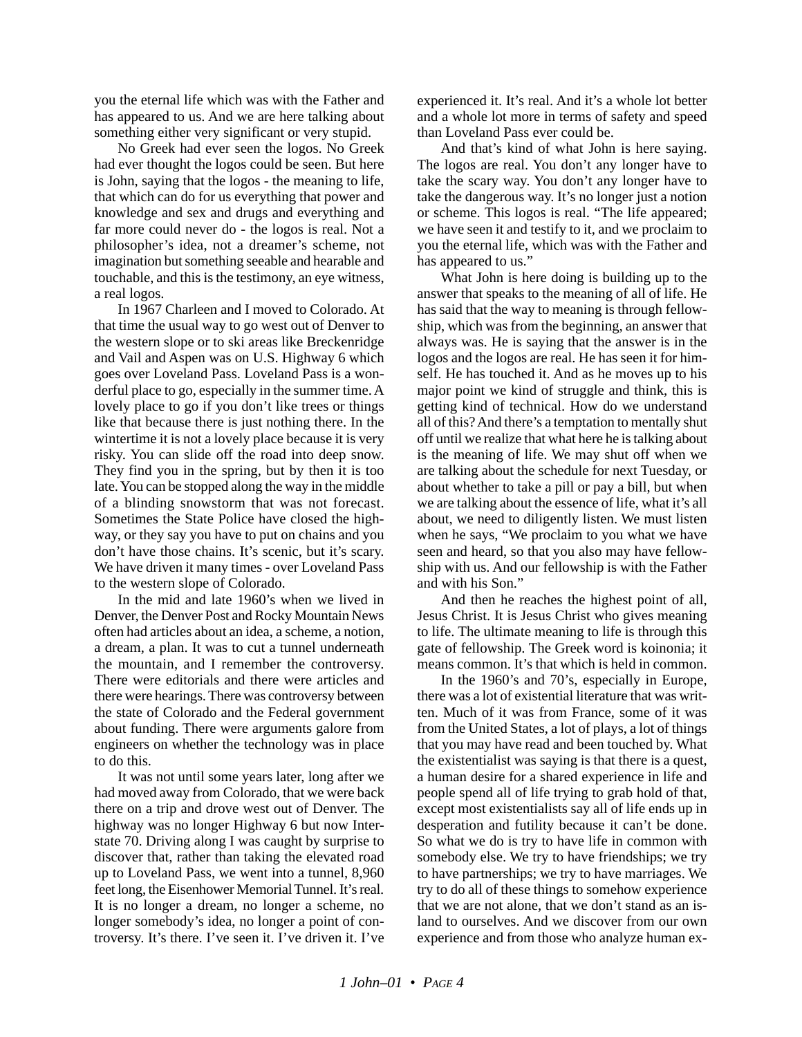you the eternal life which was with the Father and has appeared to us. And we are here talking about something either very significant or very stupid.

No Greek had ever seen the logos. No Greek had ever thought the logos could be seen. But here is John, saying that the logos - the meaning to life, that which can do for us everything that power and knowledge and sex and drugs and everything and far more could never do - the logos is real. Not a philosopher's idea, not a dreamer's scheme, not imagination but something seeable and hearable and touchable, and this is the testimony, an eye witness, a real logos.

In 1967 Charleen and I moved to Colorado. At that time the usual way to go west out of Denver to the western slope or to ski areas like Breckenridge and Vail and Aspen was on U.S. Highway 6 which goes over Loveland Pass. Loveland Pass is a wonderful place to go, especially in the summer time. A lovely place to go if you don't like trees or things like that because there is just nothing there. In the wintertime it is not a lovely place because it is very risky. You can slide off the road into deep snow. They find you in the spring, but by then it is too late. You can be stopped along the way in the middle of a blinding snowstorm that was not forecast. Sometimes the State Police have closed the highway, or they say you have to put on chains and you don't have those chains. It's scenic, but it's scary. We have driven it many times - over Loveland Pass to the western slope of Colorado.

In the mid and late 1960's when we lived in Denver, the Denver Post and Rocky Mountain News often had articles about an idea, a scheme, a notion, a dream, a plan. It was to cut a tunnel underneath the mountain, and I remember the controversy. There were editorials and there were articles and there were hearings. There was controversy between the state of Colorado and the Federal government about funding. There were arguments galore from engineers on whether the technology was in place to do this.

It was not until some years later, long after we had moved away from Colorado, that we were back there on a trip and drove west out of Denver. The highway was no longer Highway 6 but now Interstate 70. Driving along I was caught by surprise to discover that, rather than taking the elevated road up to Loveland Pass, we went into a tunnel, 8,960 feet long, the Eisenhower Memorial Tunnel. It's real. It is no longer a dream, no longer a scheme, no longer somebody's idea, no longer a point of controversy. It's there. I've seen it. I've driven it. I've experienced it. It's real. And it's a whole lot better and a whole lot more in terms of safety and speed than Loveland Pass ever could be.

And that's kind of what John is here saying. The logos are real. You don't any longer have to take the scary way. You don't any longer have to take the dangerous way. It's no longer just a notion or scheme. This logos is real. "The life appeared; we have seen it and testify to it, and we proclaim to you the eternal life, which was with the Father and has appeared to us."

What John is here doing is building up to the answer that speaks to the meaning of all of life. He has said that the way to meaning is through fellowship, which was from the beginning, an answer that always was. He is saying that the answer is in the logos and the logos are real. He has seen it for himself. He has touched it. And as he moves up to his major point we kind of struggle and think, this is getting kind of technical. How do we understand all of this? And there's a temptation to mentally shut off until we realize that what here he is talking about is the meaning of life. We may shut off when we are talking about the schedule for next Tuesday, or about whether to take a pill or pay a bill, but when we are talking about the essence of life, what it's all about, we need to diligently listen. We must listen when he says, "We proclaim to you what we have seen and heard, so that you also may have fellowship with us. And our fellowship is with the Father and with his Son."

And then he reaches the highest point of all, Jesus Christ. It is Jesus Christ who gives meaning to life. The ultimate meaning to life is through this gate of fellowship. The Greek word is koinonia; it means common. It's that which is held in common.

In the 1960's and 70's, especially in Europe, there was a lot of existential literature that was written. Much of it was from France, some of it was from the United States, a lot of plays, a lot of things that you may have read and been touched by. What the existentialist was saying is that there is a quest, a human desire for a shared experience in life and people spend all of life trying to grab hold of that, except most existentialists say all of life ends up in desperation and futility because it can't be done. So what we do is try to have life in common with somebody else. We try to have friendships; we try to have partnerships; we try to have marriages. We try to do all of these things to somehow experience that we are not alone, that we don't stand as an island to ourselves. And we discover from our own experience and from those who analyze human ex-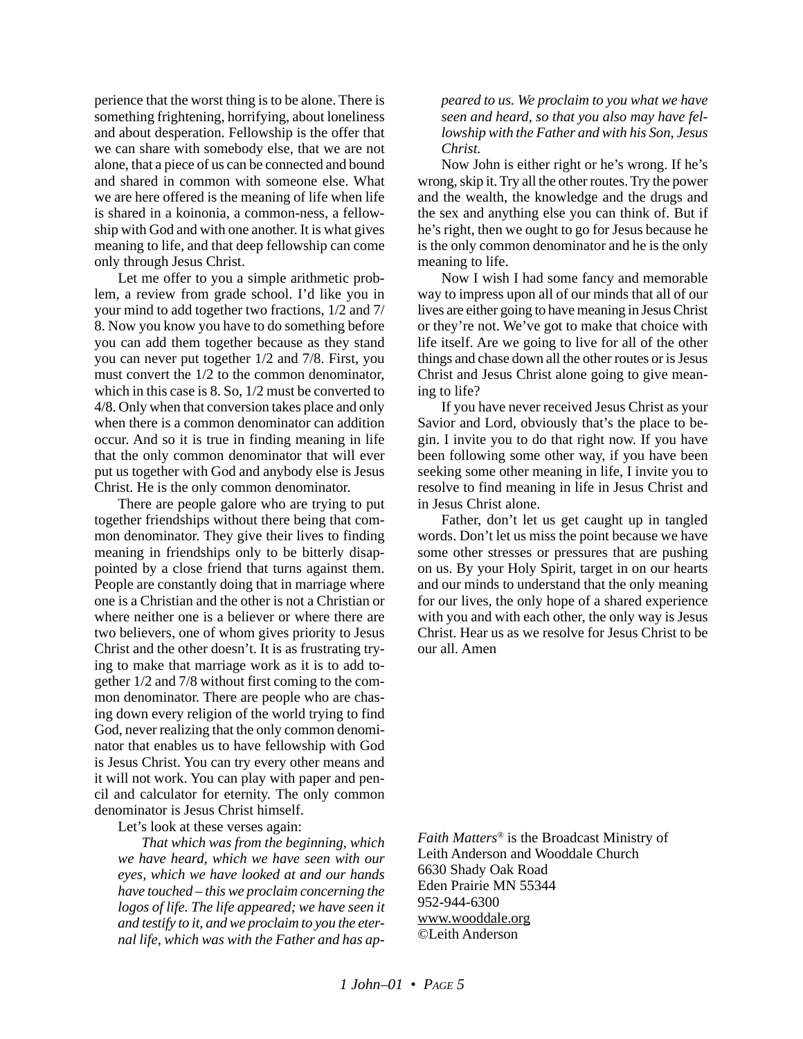perience that the worst thing is to be alone. There is something frightening, horrifying, about loneliness and about desperation. Fellowship is the offer that we can share with somebody else, that we are not alone, that a piece of us can be connected and bound and shared in common with someone else. What we are here offered is the meaning of life when life is shared in a koinonia, a common-ness, a fellowship with God and with one another. It is what gives meaning to life, and that deep fellowship can come only through Jesus Christ.

Let me offer to you a simple arithmetic problem, a review from grade school. I'd like you in your mind to add together two fractions, 1/2 and 7/8. Now you know you have to do something before you can add them together because as they stand you can never put together 1/2 and 7/8. First, you must convert the 1/2 to the common denominator, which in this case is 8. So, 1/2 must be converted to 4/8. Only when that conversion takes place and only when there is a common denominator can addition occur. And so it is true in finding meaning in life that the only common denominator that will ever put us together with God and anybody else is Jesus Christ. He is the only common denominator.

There are people galore who are trying to put together friendships without there being that common denominator. They give their lives to finding meaning in friendships only to be bitterly disappointed by a close friend that turns against them. People are constantly doing that in marriage where one is a Christian and the other is not a Christian or where neither one is a believer or where there are two believers, one of whom gives priority to Jesus Christ and the other doesn't. It is as frustrating trying to make that marriage work as it is to add together 1/2 and 7/8 without first coming to the common denominator. There are people who are chasing down every religion of the world trying to find God, never realizing that the only common denominator that enables us to have fellowship with God is Jesus Christ. You can try every other means and it will not work. You can play with paper and pencil and calculator for eternity. The only common denominator is Jesus Christ himself.

Let's look at these verses again:

*That which was from the beginning, which we have heard, which we have seen with our eyes, which we have looked at and our hands have touched – this we proclaim concerning the logos of life. The life appeared; we have seen it and testify to it, and we proclaim to you the eternal life, which was with the Father and has appeared to us. We proclaim to you what we have seen and heard, so that you also may have fellowship with the Father and with his Son, Jesus Christ.*

Now John is either right or he's wrong. If he's wrong, skip it. Try all the other routes. Try the power and the wealth, the knowledge and the drugs and the sex and anything else you can think of. But if he's right, then we ought to go for Jesus because he is the only common denominator and he is the only meaning to life.

Now I wish I had some fancy and memorable way to impress upon all of our minds that all of our lives are either going to have meaning in Jesus Christ or they're not. We've got to make that choice with life itself. Are we going to live for all of the other things and chase down all the other routes or is Jesus Christ and Jesus Christ alone going to give meaning to life?

If you have never received Jesus Christ as your Savior and Lord, obviously that's the place to begin. I invite you to do that right now. If you have been following some other way, if you have been seeking some other meaning in life, I invite you to resolve to find meaning in life in Jesus Christ and in Jesus Christ alone.

Father, don't let us get caught up in tangled words. Don't let us miss the point because we have some other stresses or pressures that are pushing on us. By your Holy Spirit, target in on our hearts and our minds to understand that the only meaning for our lives, the only hope of a shared experience with you and with each other, the only way is Jesus Christ. Hear us as we resolve for Jesus Christ to be our all. Amen

*Faith Matters®* is the Broadcast Ministry of
Leith Anderson and Wooddale Church
6630 Shady Oak Road
Eden Prairie MN 55344
952-944-6300
www.wooddale.org
©Leith Anderson